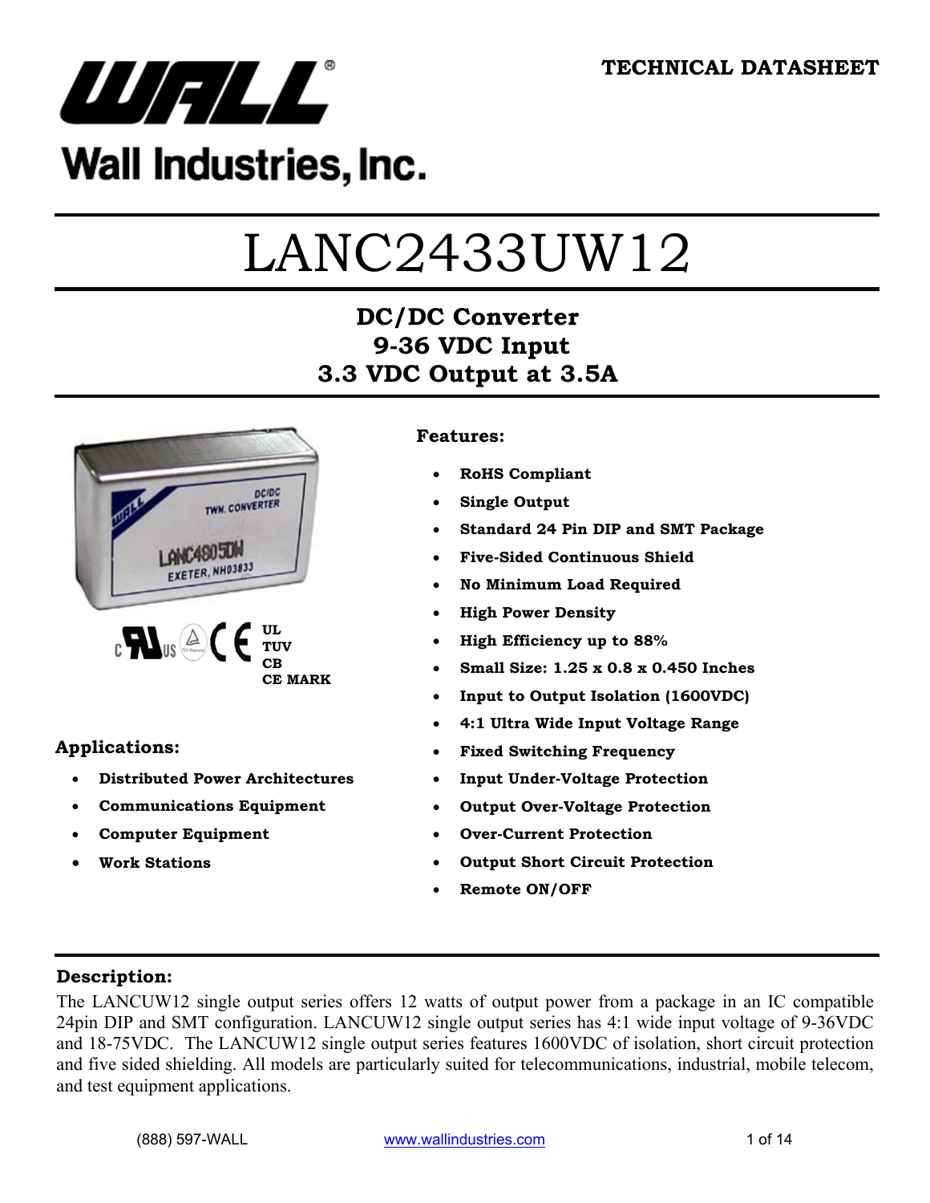Wall Industries, Inc.

TECHNICAL DATASHEET

# LANC2433UW12

## DC/DC Converter
## 9-36 VDC Input
## 3.3 VDC Output at 3.5A

UL
TUV
CB
CE MARK

### Features:

- RoHS Compliant
- Single Output
- Standard 24 Pin DIP and SMT Package
- Five-Sided Continuous Shield
- No Minimum Load Required
- High Power Density
- High Efficiency up to 88%
- Small Size: 1.25 x 0.8 x 0.450 Inches
- Input to Output Isolation (1600VDC)
- 4:1 Ultra Wide Input Voltage Range
- Fixed Switching Frequency
- Input Under-Voltage Protection
- Output Over-Voltage Protection
- Over-Current Protection
- Output Short Circuit Protection
- Remote ON/OFF

### Applications:

- Distributed Power Architectures
- Communications Equipment
- Computer Equipment
- Work Stations

### Description:

The LANCUW12 single output series offers 12 watts of output power from a package in an IC compatible 24pin DIP and SMT configuration. LANCUW12 single output series has 4:1 wide input voltage of 9-36VDC and 18-75VDC. The LANCUW12 single output series features 1600VDC of isolation, short circuit protection and five sided shielding. All models are particularly suited for telecommunications, industrial, mobile telecom, and test equipment applications.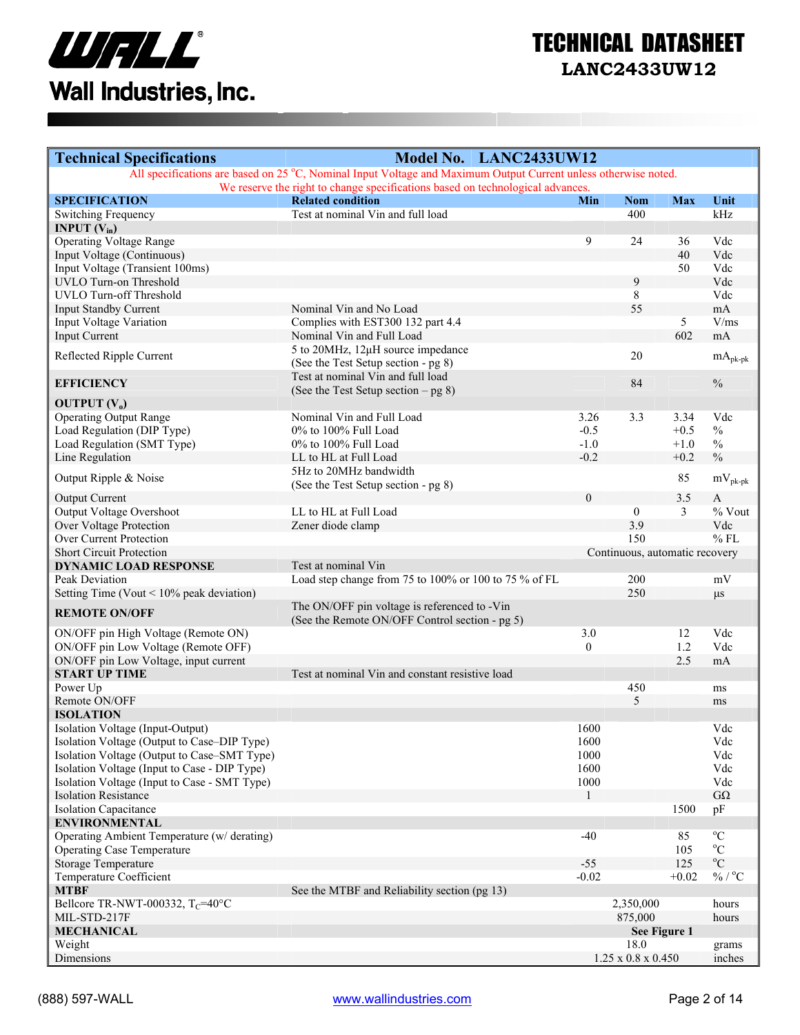# TECHNICAL DATASHEET
## LANC2433UW12

Wall Industries, Inc.

| Technical Specifications | Model No. LANC2433UW12 | | | | |
|---|---|---|---|---|---|
| All specifications are based on 25 °C, Nominal Input Voltage and Maximum Output Current unless otherwise noted. We reserve the right to change specifications based on technological advances. | | | | | |
| **SPECIFICATION** | **Related condition** | **Min** | **Nom** | **Max** | **Unit** |
| Switching Frequency | Test at nominal Vin and full load | | 400 | | kHz |
| **INPUT ($V_{in}$)** | | | | | |
| Operating Voltage Range | | 9 | 24 | 36 | Vdc |
| Input Voltage (Continuous) | | | | 40 | Vdc |
| Input Voltage (Transient 100ms) | | | | 50 | Vdc |
| UVLO Turn-on Threshold | | | 9 | | Vdc |
| UVLO Turn-off Threshold | | | 8 | | Vdc |
| Input Standby Current | Nominal Vin and No Load | | 55 | | mA |
| Input Voltage Variation | Complies with EST300 132 part 4.4 | | | 5 | V/ms |
| Input Current | Nominal Vin and Full Load | | | 602 | mA |
| Reflected Ripple Current | 5 to 20MHz, 12µH source impedance (See the Test Setup section - pg 8) | | 20 | | $mA_{pk-pk}$ |
| **EFFICIENCY** | Test at nominal Vin and full load (See the Test Setup section – pg 8) | | 84 | | % |
| **OUTPUT ($V_o$)** | | | | | |
| Operating Output Range | Nominal Vin and Full Load | 3.26 | 3.3 | 3.34 | Vdc |
| Load Regulation (DIP Type) | 0% to 100% Full Load | -0.5 | | +0.5 | % |
| Load Regulation (SMT Type) | 0% to 100% Full Load | -1.0 | | +1.0 | % |
| Line Regulation | LL to HL at Full Load | -0.2 | | +0.2 | % |
| Output Ripple & Noise | 5Hz to 20MHz bandwidth (See the Test Setup section - pg 8) | | | 85 | $mV_{pk-pk}$ |
| Output Current | | 0 | | 3.5 | A |
| Output Voltage Overshoot | LL to HL at Full Load | | 0 | 3 | % Vout |
| Over Voltage Protection | Zener diode clamp | | 3.9 | | Vdc |
| Over Current Protection | | | 150 | | % FL |
| Short Circuit Protection | | Continuous, automatic recovery | | | |
| **DYNAMIC LOAD RESPONSE** | Test at nominal Vin | | | | |
| Peak Deviation | Load step change from 75 to 100% or 100 to 75 % of FL | | 200 | | mV |
| Setting Time (Vout < 10% peak deviation) | | | 250 | | µs |
| **REMOTE ON/OFF** | The ON/OFF pin voltage is referenced to -Vin (See the Remote ON/OFF Control section - pg 5) | | | | |
| ON/OFF pin High Voltage (Remote ON) | | 3.0 | | 12 | Vdc |
| ON/OFF pin Low Voltage (Remote OFF) | | 0 | | 1.2 | Vdc |
| ON/OFF pin Low Voltage, input current | | | | 2.5 | mA |
| **START UP TIME** | Test at nominal Vin and constant resistive load | | | | |
| Power Up | | | 450 | | ms |
| Remote ON/OFF | | | 5 | | ms |
| **ISOLATION** | | | | | |
| Isolation Voltage (Input-Output) | | 1600 | | | Vdc |
| Isolation Voltage (Output to Case–DIP Type) | | 1600 | | | Vdc |
| Isolation Voltage (Output to Case–SMT Type) | | 1000 | | | Vdc |
| Isolation Voltage (Input to Case - DIP Type) | | 1600 | | | Vdc |
| Isolation Voltage (Input to Case - SMT Type) | | 1000 | | | Vdc |
| Isolation Resistance | | 1 | | | GΩ |
| Isolation Capacitance | | | | 1500 | pF |
| **ENVIRONMENTAL** | | | | | |
| Operating Ambient Temperature (w/ derating) | | -40 | | 85 | °C |
| Operating Case Temperature | | | | 105 | °C |
| Storage Temperature | | -55 | | 125 | °C |
| Temperature Coefficient | | -0.02 | | +0.02 | % / °C |
| **MTBF** | See the MTBF and Reliability section (pg 13) | | | | |
| Bellcore TR-NWT-000332, $T_C$=40°C | | | 2,350,000 | | hours |
| MIL-STD-217F | | | 875,000 | | hours |
| **MECHANICAL** | | | **See Figure 1** | | |
| Weight | | | 18.0 | | grams |
| Dimensions | | | 1.25 x 0.8 x 0.450 | | inches |

(888) 597-WALL www.wallindustries.com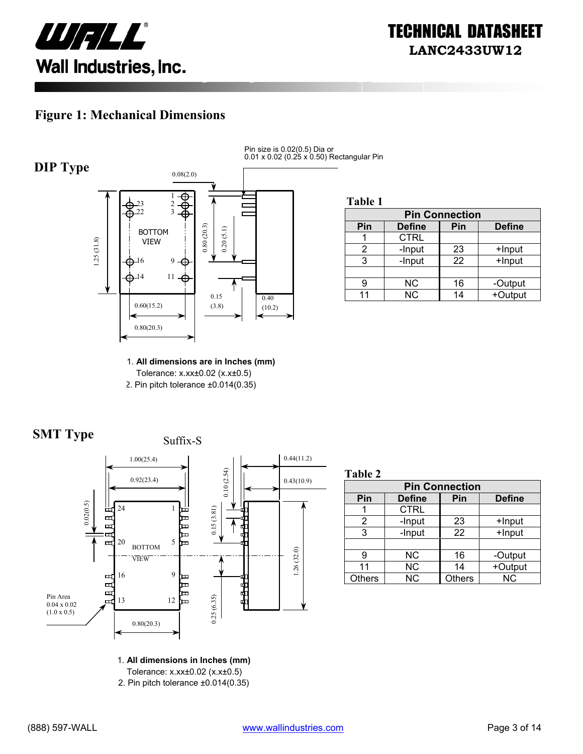## Figure 1: Mechanical Dimensions

### DIP Type

Pin size is 0.02(0.5) Dia or 0.01 x 0.02 (0.25 x 0.50) Rectangular Pin

**Table 1**

| Pin Connection | | | |
|---|---|---|---|
| **Pin** | **Define** | **Pin** | **Define** |
| 1 | CTRL | | |
| 2 | -Input | 23 | +Input |
| 3 | -Input | 22 | +Input |
| | | | |
| 9 | NC | 16 | -Output |
| 11 | NC | 14 | +Output |

1. **All dimensions are in Inches (mm)**
   Tolerance: x.xx±0.02 (x.x±0.5)
2. Pin pitch tolerance ±0.014(0.35)

### SMT Type

Suffix-S

Pin Area 0.04 x 0.02 (1.0 x 0.5)

**Table 2**

| Pin Connection | | | |
|---|---|---|---|
| **Pin** | **Define** | **Pin** | **Define** |
| 1 | CTRL | | |
| 2 | -Input | 23 | +Input |
| 3 | -Input | 22 | +Input |
| | | | |
| 9 | NC | 16 | -Output |
| 11 | NC | 14 | +Output |
| Others | NC | Others | NC |

1. **All dimensions in Inches (mm)**
   Tolerance: x.xx±0.02 (x.x±0.5)
2. Pin pitch tolerance ±0.014(0.35)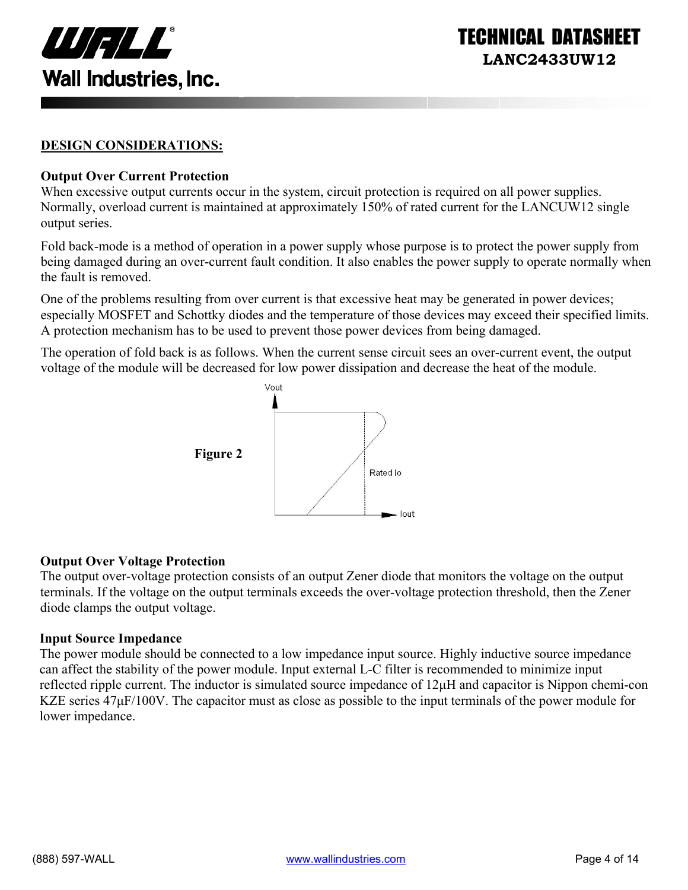## DESIGN CONSIDERATIONS:

### Output Over Current Protection

When excessive output currents occur in the system, circuit protection is required on all power supplies. Normally, overload current is maintained at approximately 150% of rated current for the LANCUW12 single output series.

Fold back-mode is a method of operation in a power supply whose purpose is to protect the power supply from being damaged during an over-current fault condition. It also enables the power supply to operate normally when the fault is removed.

One of the problems resulting from over current is that excessive heat may be generated in power devices; especially MOSFET and Schottky diodes and the temperature of those devices may exceed their specified limits. A protection mechanism has to be used to prevent those power devices from being damaged.

The operation of fold back is as follows. When the current sense circuit sees an over-current event, the output voltage of the module will be decreased for low power dissipation and decrease the heat of the module.

**Figure 2**

### Output Over Voltage Protection

The output over-voltage protection consists of an output Zener diode that monitors the voltage on the output terminals. If the voltage on the output terminals exceeds the over-voltage protection threshold, then the Zener diode clamps the output voltage.

### Input Source Impedance

The power module should be connected to a low impedance input source. Highly inductive source impedance can affect the stability of the power module. Input external L-C filter is recommended to minimize input reflected ripple current. The inductor is simulated source impedance of 12µH and capacitor is Nippon chemi-con KZE series 47µF/100V. The capacitor must as close as possible to the input terminals of the power module for lower impedance.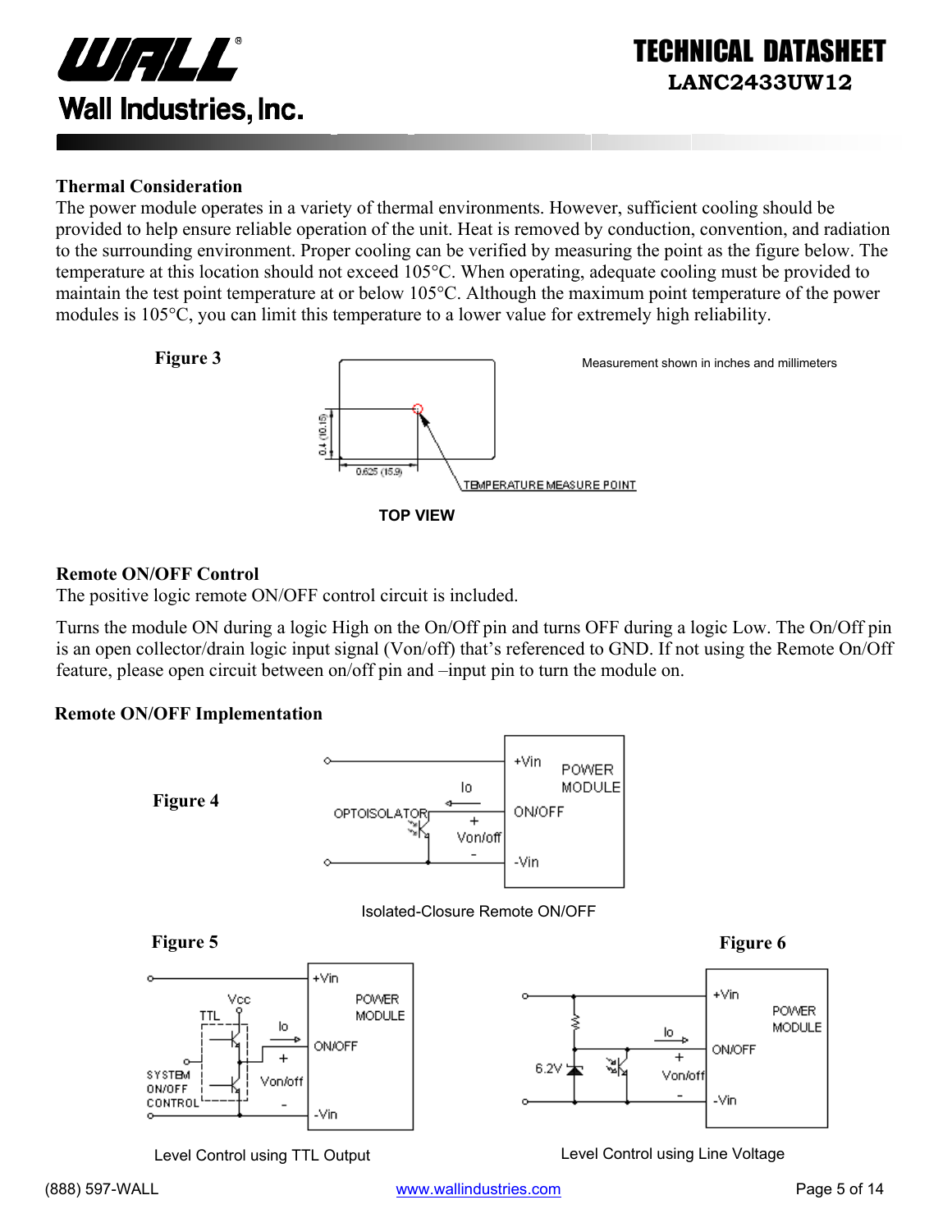### Thermal Consideration

The power module operates in a variety of thermal environments. However, sufficient cooling should be provided to help ensure reliable operation of the unit. Heat is removed by conduction, convention, and radiation to the surrounding environment. Proper cooling can be verified by measuring the point as the figure below. The temperature at this location should not exceed 105°C. When operating, adequate cooling must be provided to maintain the test point temperature at or below 105°C. Although the maximum point temperature of the power modules is 105°C, you can limit this temperature to a lower value for extremely high reliability.

**Figure 3**

Measurement shown in inches and millimeters

0.4 (10.15)

0.625 (15.9)

TEMPERATURE MEASURE POINT

TOP VIEW

### Remote ON/OFF Control

The positive logic remote ON/OFF control circuit is included.

Turns the module ON during a logic High on the On/Off pin and turns OFF during a logic Low. The On/Off pin is an open collector/drain logic input signal (Von/off) that's referenced to GND. If not using the Remote On/Off feature, please open circuit between on/off pin and –input pin to turn the module on.

### Remote ON/OFF Implementation

**Figure 4**

Isolated-Closure Remote ON/OFF

**Figure 5**

Level Control using TTL Output

**Figure 6**

Level Control using Line Voltage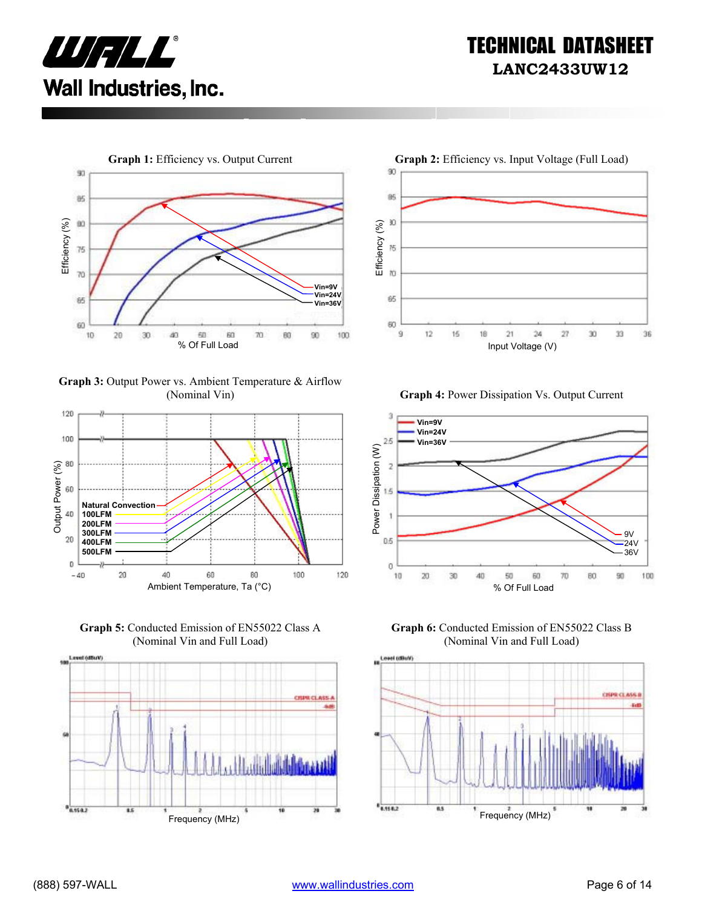**Graph 1:** Efficiency vs. Output Current

**Graph 2:** Efficiency vs. Input Voltage (Full Load)

**Graph 3:** Output Power vs. Ambient Temperature & Airflow (Nominal Vin)

**Graph 4:** Power Dissipation Vs. Output Current

**Graph 5:** Conducted Emission of EN55022 Class A (Nominal Vin and Full Load)

**Graph 6:** Conducted Emission of EN55022 Class B (Nominal Vin and Full Load)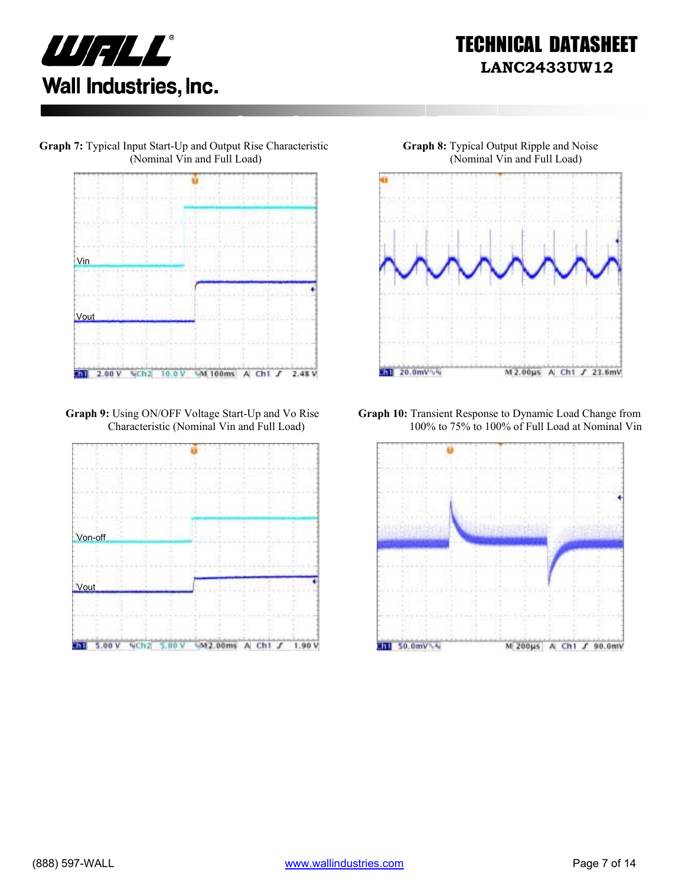**Graph 7:** Typical Input Start-Up and Output Rise Characteristic (Nominal Vin and Full Load)

Vin

Vout

Ch1 2.00 V Ch2 10.0 V M 100ms A Ch1 2.48 V

**Graph 8:** Typical Output Ripple and Noise (Nominal Vin and Full Load)

Ch1 20.0mV M 2.00µs A Ch1 23.6mV

**Graph 9:** Using ON/OFF Voltage Start-Up and Vo Rise Characteristic (Nominal Vin and Full Load)

Von-off

Vout

Ch1 5.00 V Ch2 5.00 V M 2.00ms A Ch1 1.90 V

**Graph 10:** Transient Response to Dynamic Load Change from 100% to 75% to 100% of Full Load at Nominal Vin

Ch1 50.0mV M 200µs A Ch1 90.0mV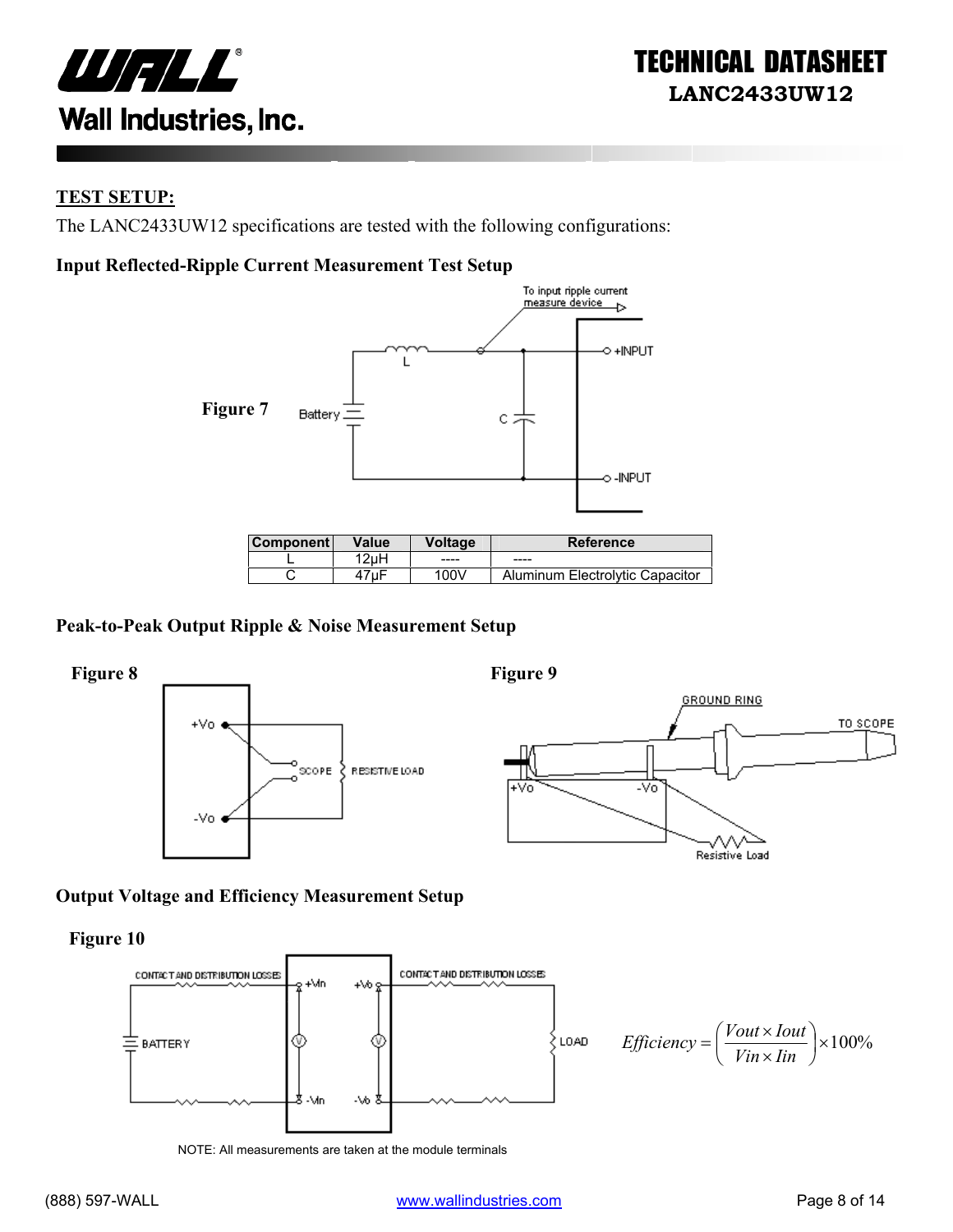## TEST SETUP:

The LANC2433UW12 specifications are tested with the following configurations:

### Input Reflected-Ripple Current Measurement Test Setup

**Figure 7**

| Component | Value | Voltage | Reference |
|---|---|---|---|
| L | 12µH | ---- | ---- |
| C | 47µF | 100V | Aluminum Electrolytic Capacitor |

### Peak-to-Peak Output Ripple & Noise Measurement Setup

**Figure 8**

**Figure 9**

### Output Voltage and Efficiency Measurement Setup

**Figure 10**

$$Efficiency = \left( \frac{Vout \times Iout}{Vin \times Iin} \right) \times 100\%$$

NOTE: All measurements are taken at the module terminals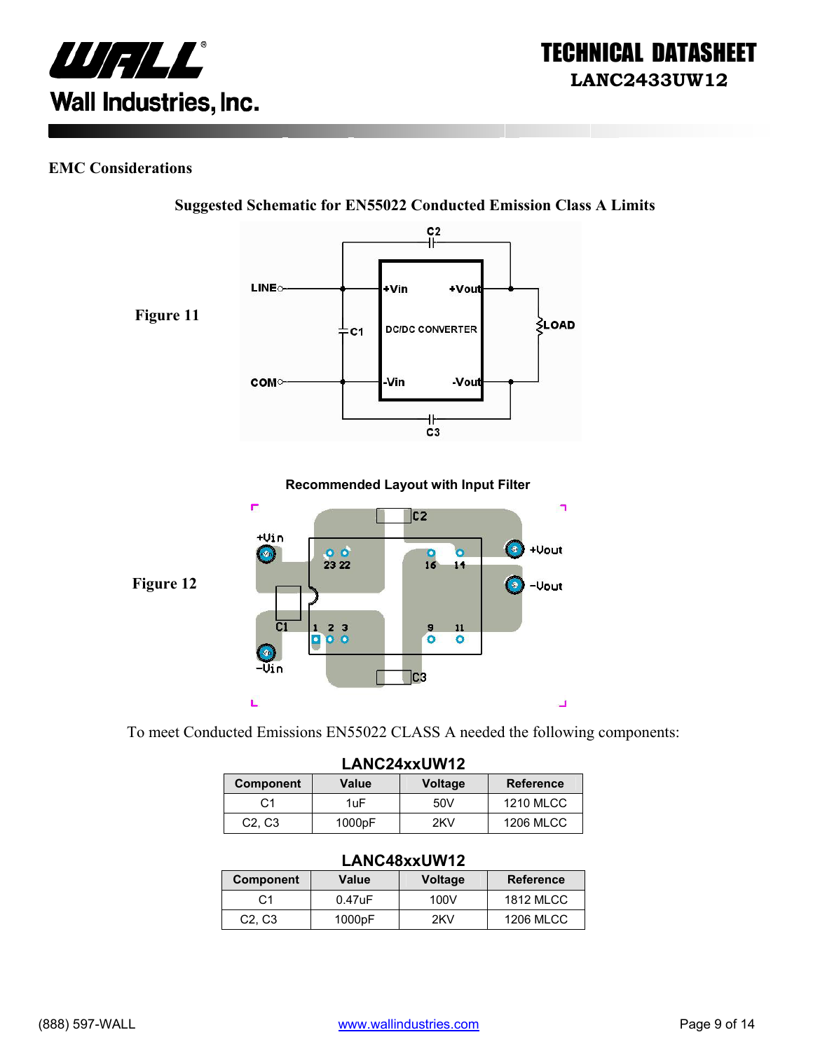## EMC Considerations

**Suggested Schematic for EN55022 Conducted Emission Class A Limits**

Figure 11

**Recommended Layout with Input Filter**

Figure 12

To meet Conducted Emissions EN55022 CLASS A needed the following components:

**LANC24xxUW12**

| Component | Value | Voltage | Reference |
|---|---|---|---|
| C1 | 1uF | 50V | 1210 MLCC |
| C2, C3 | 1000pF | 2KV | 1206 MLCC |

**LANC48xxUW12**

| Component | Value | Voltage | Reference |
|---|---|---|---|
| C1 | 0.47uF | 100V | 1812 MLCC |
| C2, C3 | 1000pF | 2KV | 1206 MLCC |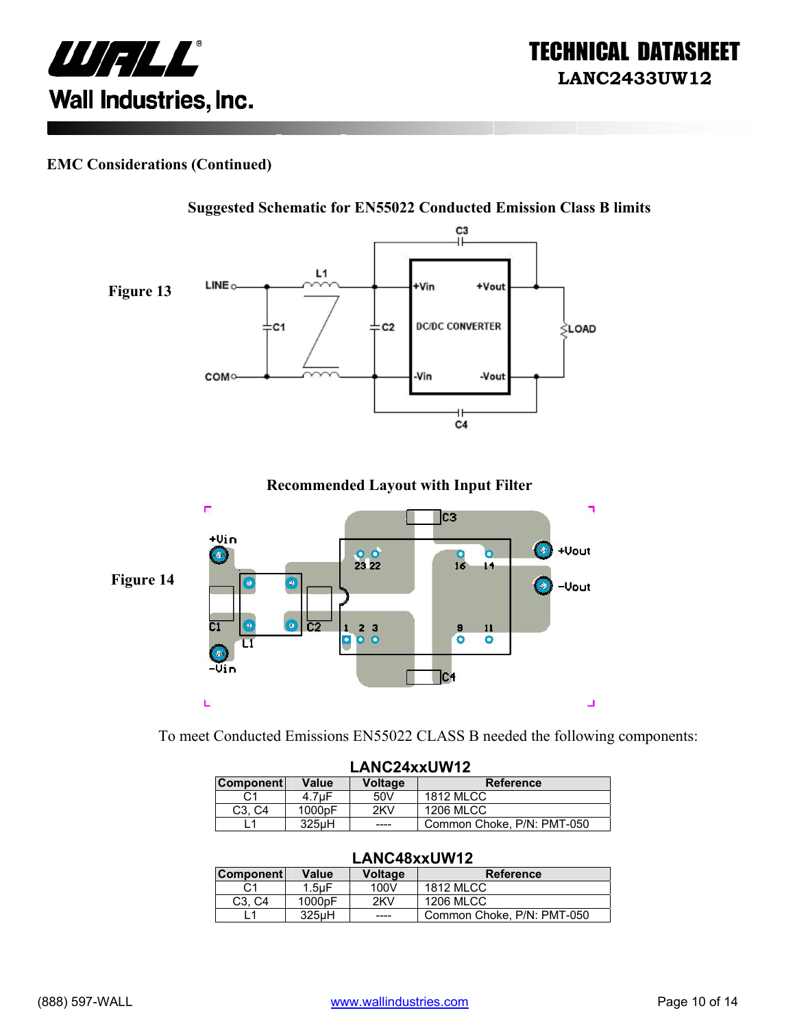## EMC Considerations (Continued)

**Suggested Schematic for EN55022 Conducted Emission Class B limits**

**Figure 13**

**Recommended Layout with Input Filter**

**Figure 14**

To meet Conducted Emissions EN55022 CLASS B needed the following components:

**LANC24xxUW12**

| Component | Value | Voltage | Reference |
|---|---|---|---|
| C1 | 4.7µF | 50V | 1812 MLCC |
| C3, C4 | 1000pF | 2KV | 1206 MLCC |
| L1 | 325µH | ---- | Common Choke, P/N: PMT-050 |

**LANC48xxUW12**

| Component | Value | Voltage | Reference |
|---|---|---|---|
| C1 | 1.5µF | 100V | 1812 MLCC |
| C3, C4 | 1000pF | 2KV | 1206 MLCC |
| L1 | 325µH | ---- | Common Choke, P/N: PMT-050 |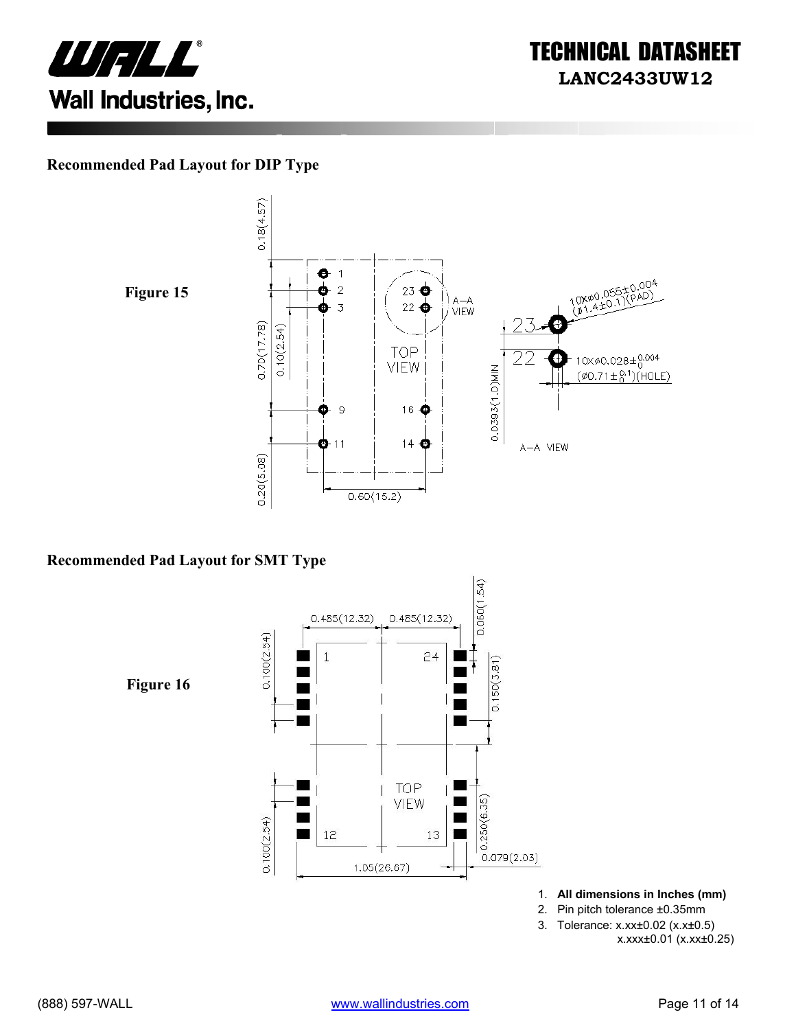## Recommended Pad Layout for DIP Type

**Figure 15**

## Recommended Pad Layout for SMT Type

**Figure 16**

1. **All dimensions in Inches (mm)**
2. Pin pitch tolerance ±0.35mm
3. Tolerance: x.xx±0.02 (x.x±0.5)
   x.xxx±0.01 (x.xx±0.25)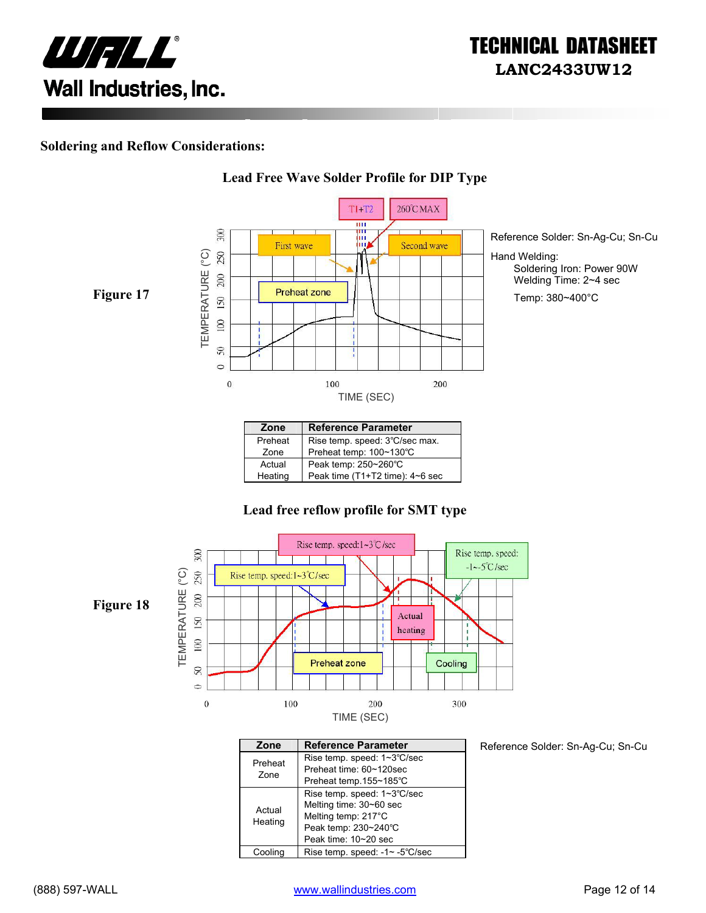## Soldering and Reflow Considerations:

### Lead Free Wave Solder Profile for DIP Type

Figure 17

Reference Solder: Sn-Ag-Cu; Sn-Cu

Hand Welding:

- Soldering Iron: Power 90W
- Welding Time: 2~4 sec

Temp: 380~400°C

| Zone | Reference Parameter |
|---|---|
| Preheat Zone | Rise temp. speed: 3℃/sec max.<br>Preheat temp: 100~130℃ |
| Actual Heating | Peak temp: 250~260℃<br>Peak time (T1+T2 time): 4~6 sec |

### Lead free reflow profile for SMT type

Figure 18

| Zone | Reference Parameter |
|---|---|
| Preheat Zone | Rise temp. speed: 1~3℃/sec<br>Preheat time: 60~120sec<br>Preheat temp.155~185℃ |
| Actual Heating | Rise temp. speed: 1~3℃/sec<br>Melting time: 30~60 sec<br>Melting temp: 217°C<br>Peak temp: 230~240℃<br>Peak time: 10~20 sec |
| Cooling | Rise temp. speed: -1~ -5℃/sec |

Reference Solder: Sn-Ag-Cu; Sn-Cu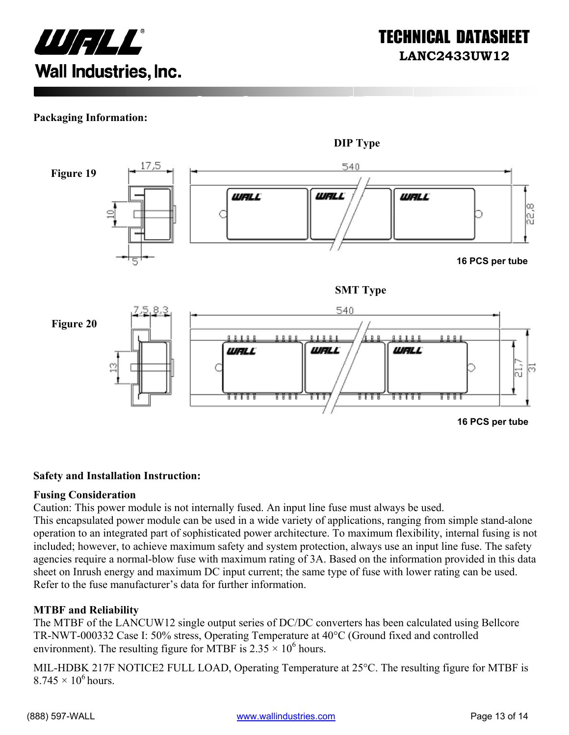## Packaging Information:

### DIP Type

Figure 19

16 PCS per tube

### SMT Type

Figure 20

16 PCS per tube

## Safety and Installation Instruction:

### Fusing Consideration

Caution: This power module is not internally fused. An input line fuse must always be used.
This encapsulated power module can be used in a wide variety of applications, ranging from simple stand-alone operation to an integrated part of sophisticated power architecture. To maximum flexibility, internal fusing is not included; however, to achieve maximum safety and system protection, always use an input line fuse. The safety agencies require a normal-blow fuse with maximum rating of 3A. Based on the information provided in this data sheet on Inrush energy and maximum DC input current; the same type of fuse with lower rating can be used. Refer to the fuse manufacturer's data for further information.

### MTBF and Reliability

The MTBF of the LANCUW12 single output series of DC/DC converters has been calculated using Bellcore TR-NWT-000332 Case I: 50% stress, Operating Temperature at 40°C (Ground fixed and controlled environment). The resulting figure for MTBF is $2.35 \times 10^6$ hours.

MIL-HDBK 217F NOTICE2 FULL LOAD, Operating Temperature at 25°C. The resulting figure for MTBF is $8.745 \times 10^6$ hours.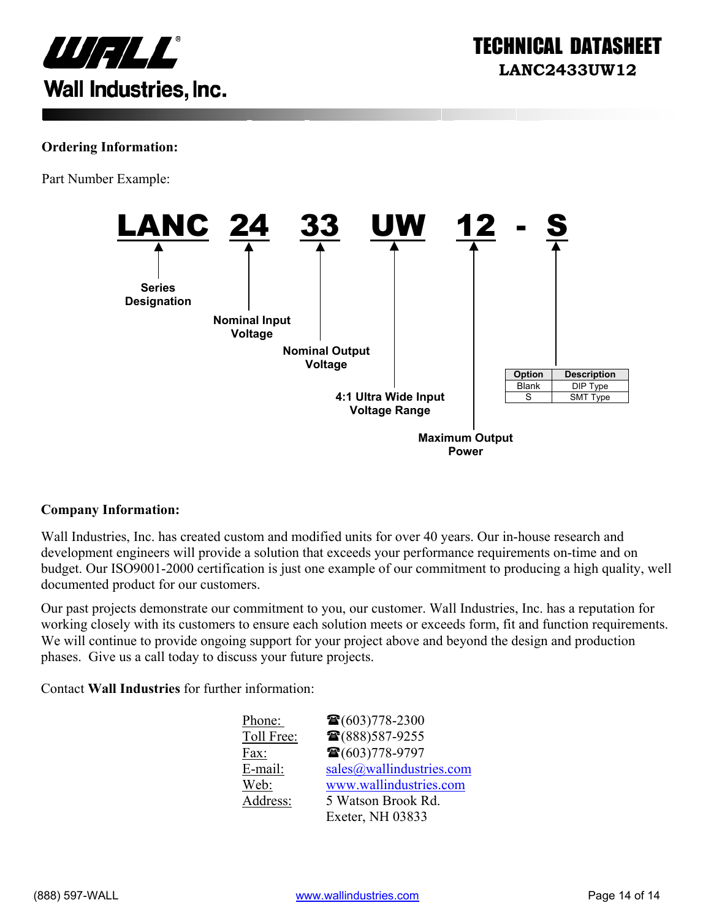**Ordering Information:**

Part Number Example:

**LANC 24 33 UW 12 - S**

- LANC: Series Designation
- 24: Nominal Input Voltage
- 33: Nominal Output Voltage
- UW: 4:1 Ultra Wide Input Voltage Range
- 12: Maximum Output Power
- S: Option

| Option | Description |
|---|---|
| Blank | DIP Type |
| S | SMT Type |

**Company Information:**

Wall Industries, Inc. has created custom and modified units for over 40 years. Our in-house research and development engineers will provide a solution that exceeds your performance requirements on-time and on budget. Our ISO9001-2000 certification is just one example of our commitment to producing a high quality, well documented product for our customers.

Our past projects demonstrate our commitment to you, our customer. Wall Industries, Inc. has a reputation for working closely with its customers to ensure each solution meets or exceeds form, fit and function requirements. We will continue to provide ongoing support for your project above and beyond the design and production phases. Give us a call today to discuss your future projects.

Contact **Wall Industries** for further information:

| | |
|---|---|
| Phone: | ☎(603)778-2300 |
| Toll Free: | ☎(888)587-9255 |
| Fax: | ☎(603)778-9797 |
| E-mail: | sales@wallindustries.com |
| Web: | www.wallindustries.com |
| Address: | 5 Watson Brook Rd.<br>Exeter, NH 03833 |